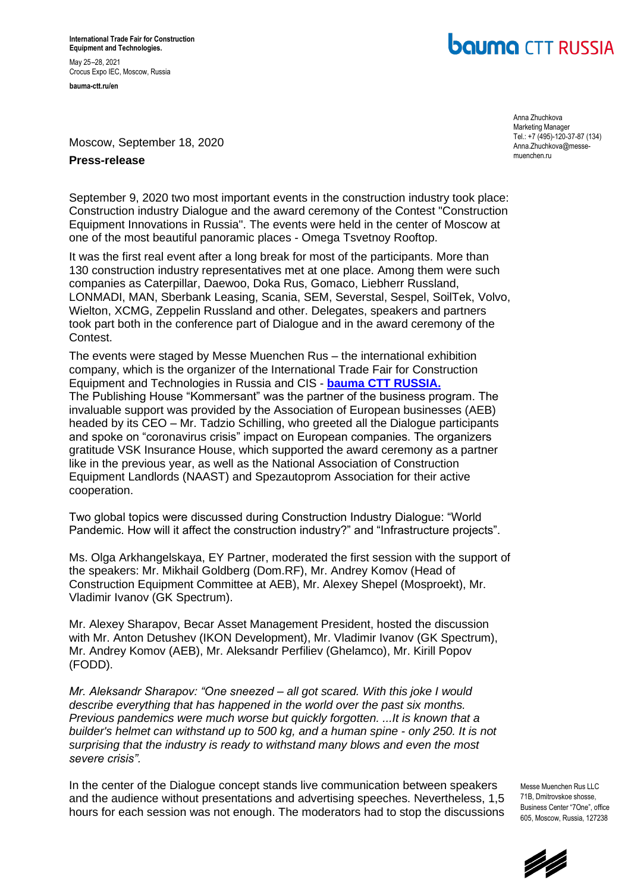International Trade Fair for Construction Equipment and Technologies.

May 25–28, 2021
Crocus Expo IEC, Moscow, Russia

bauma-ctt.ru/en

Anna Zhuchkova
Marketing Manager
Tel.: +7 (495)-120-37-87 (134)
Anna.Zhuchkova@messe-muenchen.ru

Moscow, September 18, 2020

**Press-release**

September 9, 2020 two most important events in the construction industry took place: Construction industry Dialogue and the award ceremony of the Contest "Construction Equipment Innovations in Russia". The events were held in the center of Moscow at one of the most beautiful panoramic places - Omega Tsvetnoy Rooftop.

It was the first real event after a long break for most of the participants. More than 130 construction industry representatives met at one place. Among them were such companies as Caterpillar, Daewoo, Doka Rus, Gomaco, Liebherr Russland, LONMADI, MAN, Sberbank Leasing, Scania, SEM, Severstal, Sespel, SoilTek, Volvo, Wielton, XCMG, Zeppelin Russland and other. Delegates, speakers and partners took part both in the conference part of Dialogue and in the award ceremony of the Contest.

The events were staged by Messe Muenchen Rus – the international exhibition company, which is the organizer of the International Trade Fair for Construction Equipment and Technologies in Russia and CIS - **bauma CTT RUSSIA.**
The Publishing House "Kommersant" was the partner of the business program. The invaluable support was provided by the Association of European businesses (AEB) headed by its CEO – Mr. Tadzio Schilling, who greeted all the Dialogue participants and spoke on "coronavirus crisis" impact on European companies. The organizers gratitude VSK Insurance House, which supported the award ceremony as a partner like in the previous year, as well as the National Association of Construction Equipment Landlords (NAAST) and Spezautoprom Association for their active cooperation.

Two global topics were discussed during Construction Industry Dialogue: "World Pandemic. How will it affect the construction industry?" and "Infrastructure projects".

Ms. Olga Arkhangelskaya, EY Partner, moderated the first session with the support of the speakers: Mr. Mikhail Goldberg (Dom.RF), Mr. Andrey Komov (Head of Construction Equipment Committee at AEB), Mr. Alexey Shepel (Mosproekt), Mr. Vladimir Ivanov (GK Spectrum).

Mr. Alexey Sharapov, Becar Asset Management President, hosted the discussion with Mr. Anton Detushev (IKON Development), Mr. Vladimir Ivanov (GK Spectrum), Mr. Andrey Komov (AEB), Mr. Aleksandr Perfiliev (Ghelamco), Mr. Kirill Popov (FODD).

*Mr. Aleksandr Sharapov: "One sneezed – all got scared. With this joke I would describe everything that has happened in the world over the past six months. Previous pandemics were much worse but quickly forgotten. ...It is known that a builder's helmet can withstand up to 500 kg, and a human spine - only 250. It is not surprising that the industry is ready to withstand many blows and even the most severe crisis".*

In the center of the Dialogue concept stands live communication between speakers and the audience without presentations and advertising speeches. Nevertheless, 1,5 hours for each session was not enough. The moderators had to stop the discussions

Messe Muenchen Rus LLC
71B, Dmitrovskoe shosse,
Business Center "7One", office 605, Moscow, Russia, 127238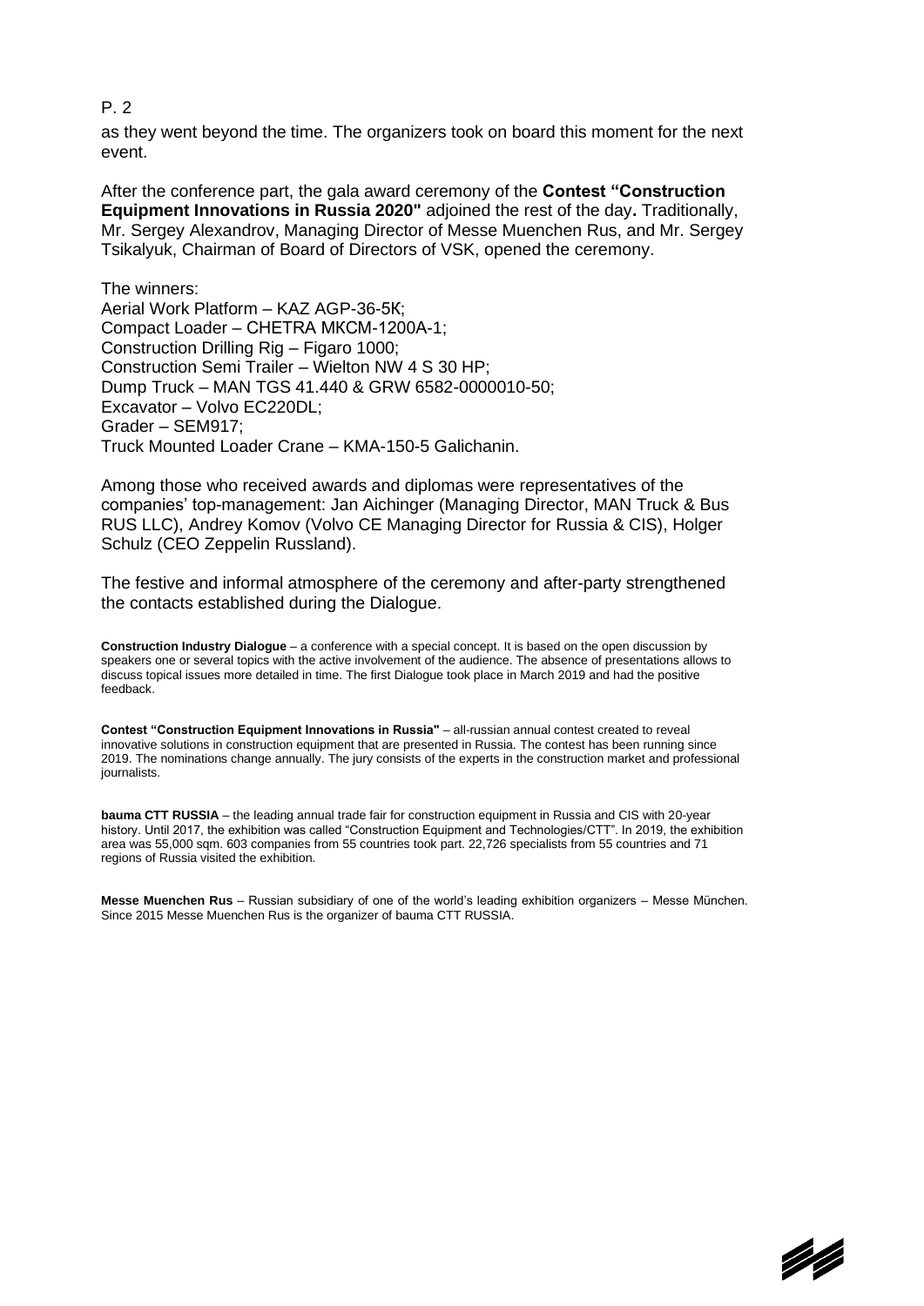as they went beyond the time. The organizers took on board this moment for the next event.

After the conference part, the gala award ceremony of the **Contest "Construction Equipment Innovations in Russia 2020"** adjoined the rest of the day**.** Traditionally, Mr. Sergey Alexandrov, Managing Director of Messe Muenchen Rus, and Mr. Sergey Tsikalyuk, Chairman of Board of Directors of VSK, opened the ceremony.

The winners:
Aerial Work Platform – KAZ AGP-36-5K;
Compact Loader – CHETRA MKCM-1200A-1;
Construction Drilling Rig – Figaro 1000;
Construction Semi Trailer – Wielton NW 4 S 30 HP;
Dump Truck – MAN TGS 41.440 & GRW 6582-0000010-50;
Excavator – Volvo EC220DL;
Grader – SEM917;
Truck Mounted Loader Crane – KMA-150-5 Galichanin.

Among those who received awards and diplomas were representatives of the companies' top-management: Jan Aichinger (Managing Director, MAN Truck & Bus RUS LLC), Andrey Komov (Volvo CE Managing Director for Russia & CIS), Holger Schulz (CEO Zeppelin Russland).

The festive and informal atmosphere of the ceremony and after-party strengthened the contacts established during the Dialogue.

**Construction Industry Dialogue** – a conference with a special concept. It is based on the open discussion by speakers one or several topics with the active involvement of the audience. The absence of presentations allows to discuss topical issues more detailed in time. The first Dialogue took place in March 2019 and had the positive feedback.

**Contest "Construction Equipment Innovations in Russia"** – all-russian annual contest created to reveal innovative solutions in construction equipment that are presented in Russia. The contest has been running since 2019. The nominations change annually. The jury consists of the experts in the construction market and professional journalists.

**bauma CTT RUSSIA** – the leading annual trade fair for construction equipment in Russia and CIS with 20-year history. Until 2017, the exhibition was called "Construction Equipment and Technologies/CTT". In 2019, the exhibition area was 55,000 sqm. 603 companies from 55 countries took part. 22,726 specialists from 55 countries and 71 regions of Russia visited the exhibition.

**Messe Muenchen Rus** – Russian subsidiary of one of the world's leading exhibition organizers – Messe München. Since 2015 Messe Muenchen Rus is the organizer of bauma CTT RUSSIA.